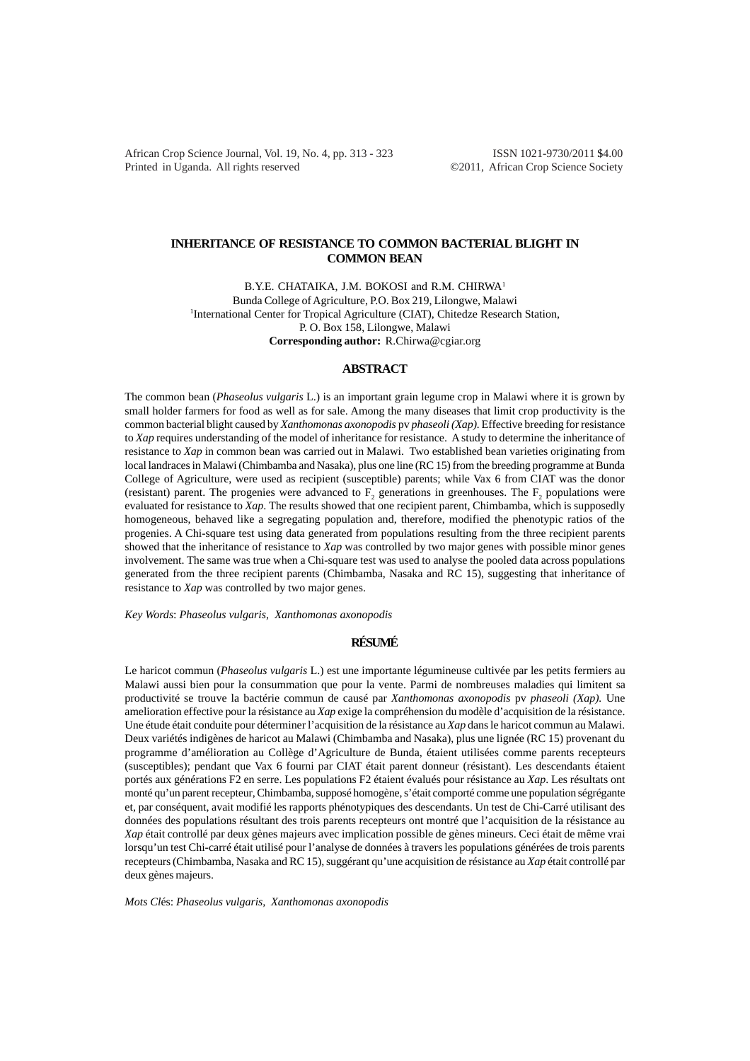# INHERITANCE OF RESISTANCE TO COMMON BACTERIAL BLIGHT IN COMMON BEAN

B.Y.E. CHATAIKA, J.M. BOKOSI and R.M. CHIRWA[1]

Bunda College of Agriculture, P.O. Box 219, Lilongwe, Malawi

[1]International Center for Tropical Agriculture (CIAT), Chitedze Research Station, P. O. Box 158, Lilongwe, Malawi

**Corresponding author:** R.Chirwa@cgiar.org

## ABSTRACT

The common bean (*Phaseolus vulgaris* L.) is an important grain legume crop in Malawi where it is grown by small holder farmers for food as well as for sale. Among the many diseases that limit crop productivity is the common bacterial blight caused by *Xanthomonas axonopodis* pv *phaseoli (Xap)*. Effective breeding for resistance to *Xap* requires understanding of the model of inheritance for resistance. A study to determine the inheritance of resistance to *Xap* in common bean was carried out in Malawi. Two established bean varieties originating from local landraces in Malawi (Chimbamba and Nasaka), plus one line (RC 15) from the breeding programme at Bunda College of Agriculture, were used as recipient (susceptible) parents; while Vax 6 from CIAT was the donor (resistant) parent. The progenies were advanced to $F_2$ generations in greenhouses. The $F_2$ populations were evaluated for resistance to *Xap*. The results showed that one recipient parent, Chimbamba, which is supposedly homogeneous, behaved like a segregating population and, therefore, modified the phenotypic ratios of the progenies. A Chi-square test using data generated from populations resulting from the three recipient parents showed that the inheritance of resistance to *Xap* was controlled by two major genes with possible minor genes involvement. The same was true when a Chi-square test was used to analyse the pooled data across populations generated from the three recipient parents (Chimbamba, Nasaka and RC 15), suggesting that inheritance of resistance to *Xap* was controlled by two major genes.

*Key Words*: *Phaseolus vulgaris*, *Xanthomonas axonopodis*

## RÉSUMÉ

Le haricot commun (*Phaseolus vulgaris* L.) est une importante légumineuse cultivée par les petits fermiers au Malawi aussi bien pour la consummation que pour la vente. Parmi de nombreuses maladies qui limitent sa productivité se trouve la bactérie commun de causé par *Xanthomonas axonopodis* pv *phaseoli (Xap).* Une amelioration effective pour la résistance au *Xap* exige la compréhension du modèle d'acquisition de la résistance. Une étude était conduite pour déterminer l'acquisition de la résistance au *Xap* dans le haricot commun au Malawi. Deux variétés indigènes de haricot au Malawi (Chimbamba and Nasaka), plus une lignée (RC 15) provenant du programme d'amélioration au Collège d'Agriculture de Bunda, étaient utilisées comme parents recepteurs (susceptibles); pendant que Vax 6 fourni par CIAT était parent donneur (résistant). Les descendants étaient portés aux générations F2 en serre. Les populations F2 étaient évalués pour résistance au *Xap*. Les résultats ont monté qu'un parent recepteur, Chimbamba, supposé homogène, s'était comporté comme une population ségrégante et, par conséquent, avait modifié les rapports phénotypiques des descendants. Un test de Chi-Carré utilisant des données des populations résultant des trois parents recepteurs ont montré que l'acquisition de la résistance au *Xap* était controllé par deux gènes majeurs avec implication possible de gènes mineurs. Ceci était de même vrai lorsqu'un test Chi-carré était utilisé pour l'analyse de données à travers les populations générées de trois parents recepteurs (Chimbamba, Nasaka and RC 15), suggérant qu'une acquisition de résistance au *Xap* était controllé par deux gènes majeurs.

*Mots Clés*: *Phaseolus vulgaris*, *Xanthomonas axonopodis*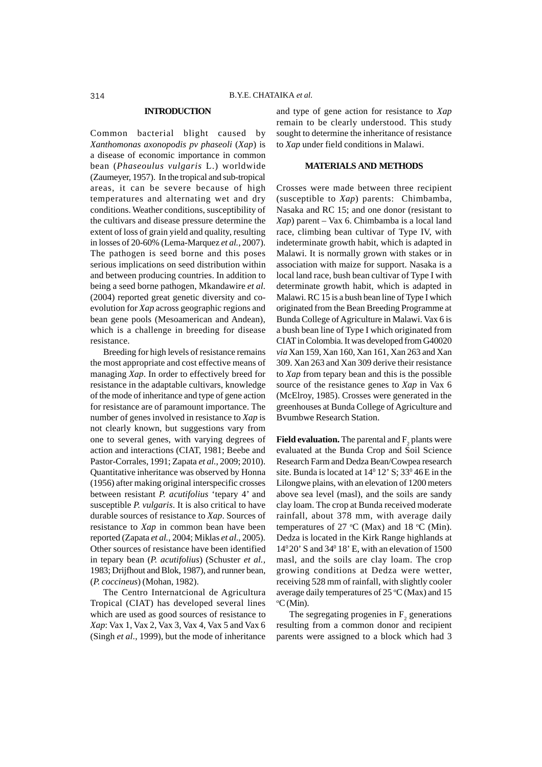## INTRODUCTION

Common bacterial blight caused by *Xanthomonas axonopodis pv phaseoli* (*Xap*) is a disease of economic importance in common bean (*Phaseoulus vulgaris* L.) worldwide (Zaumeyer, 1957). In the tropical and sub-tropical areas, it can be severe because of high temperatures and alternating wet and dry conditions. Weather conditions, susceptibility of the cultivars and disease pressure determine the extent of loss of grain yield and quality, resulting in losses of 20-60% (Lema-Marquez *et al.*, 2007). The pathogen is seed borne and this poses serious implications on seed distribution within and between producing countries. In addition to being a seed borne pathogen, Mkandawire *et al.* (2004) reported great genetic diversity and co-evolution for *Xap* across geographic regions and bean gene pools (Mesoamerican and Andean), which is a challenge in breeding for disease resistance.

Breeding for high levels of resistance remains the most appropriate and cost effective means of managing *Xap*. In order to effectively breed for resistance in the adaptable cultivars, knowledge of the mode of inheritance and type of gene action for resistance are of paramount importance. The number of genes involved in resistance to *Xap* is not clearly known, but suggestions vary from one to several genes, with varying degrees of action and interactions (CIAT, 1981; Beebe and Pastor-Corrales, 1991; Zapata *et al.*, 2009; 2010). Quantitative inheritance was observed by Honna (1956) after making original interspecific crosses between resistant *P. acutifolius* 'tepary 4' and susceptible *P. vulgaris*. It is also critical to have durable sources of resistance to *Xap*. Sources of resistance to *Xap* in common bean have been reported (Zapata *et al.*, 2004; Miklas *et al.*, 2005). Other sources of resistance have been identified in tepary bean (*P. acutifolius*) (Schuster *et al.*, 1983; Drijfhout and Blok, 1987), and runner bean, (*P. coccineus*) (Mohan, 1982).

The Centro Internatcional de Agricultura Tropical (CIAT) has developed several lines which are used as good sources of resistance to *Xap*: Vax 1, Vax 2, Vax 3, Vax 4, Vax 5 and Vax 6 (Singh *et al*., 1999), but the mode of inheritance and type of gene action for resistance to *Xap* remain to be clearly understood. This study sought to determine the inheritance of resistance to *Xap* under field conditions in Malawi.

## MATERIALS AND METHODS

Crosses were made between three recipient (susceptible to *Xap*) parents: Chimbamba, Nasaka and RC 15; and one donor (resistant to *Xap*) parent – Vax 6. Chimbamba is a local land race, climbing bean cultivar of Type IV, with indeterminate growth habit, which is adapted in Malawi. It is normally grown with stakes or in association with maize for support. Nasaka is a local land race, bush bean cultivar of Type I with determinate growth habit, which is adapted in Malawi. RC 15 is a bush bean line of Type I which originated from the Bean Breeding Programme at Bunda College of Agriculture in Malawi. Vax 6 is a bush bean line of Type I which originated from CIAT in Colombia. It was developed from G40020 *via* Xan 159, Xan 160, Xan 161, Xan 263 and Xan 309. Xan 263 and Xan 309 derive their resistance to *Xap* from tepary bean and this is the possible source of the resistance genes to *Xap* in Vax 6 (McElroy, 1985). Crosses were generated in the greenhouses at Bunda College of Agriculture and Bvumbwe Research Station.

**Field evaluation.** The parental and $F_2$ plants were evaluated at the Bunda Crop and Soil Science Research Farm and Dedza Bean/Cowpea research site. Bunda is located at $14^0$ 12' S; $33^0$ 46 E in the Lilongwe plains, with an elevation of 1200 meters above sea level (masl), and the soils are sandy clay loam. The crop at Bunda received moderate rainfall, about 378 mm, with average daily temperatures of 27 $^o$C (Max) and 18 $^o$C (Min). Dedza is located in the Kirk Range highlands at $14^0$ 20' S and $34^0$ 18' E, with an elevation of 1500 masl, and the soils are clay loam. The crop growing conditions at Dedza were wetter, receiving 528 mm of rainfall, with slightly cooler average daily temperatures of 25 $^o$C (Max) and 15 $^o$C (Min).

The segregating progenies in $F_2$ generations resulting from a common donor and recipient parents were assigned to a block which had 3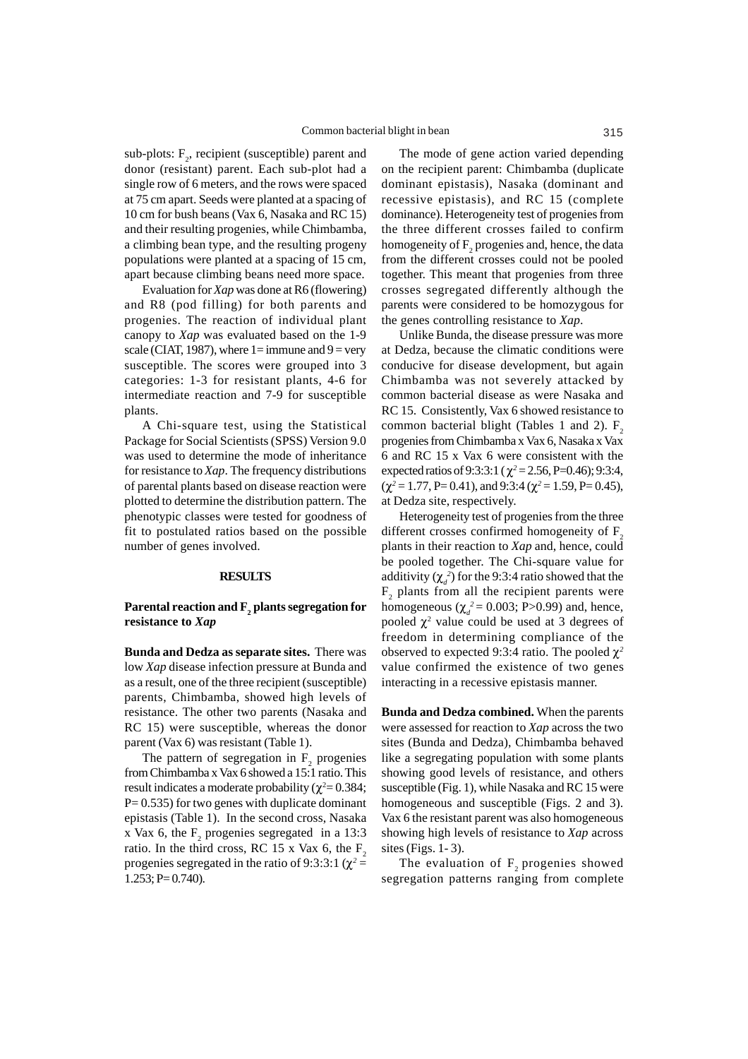sub-plots: $F_2$, recipient (susceptible) parent and donor (resistant) parent. Each sub-plot had a single row of 6 meters, and the rows were spaced at 75 cm apart. Seeds were planted at a spacing of 10 cm for bush beans (Vax 6, Nasaka and RC 15) and their resulting progenies, while Chimbamba, a climbing bean type, and the resulting progeny populations were planted at a spacing of 15 cm, apart because climbing beans need more space.

Evaluation for *Xap* was done at R6 (flowering) and R8 (pod filling) for both parents and progenies. The reaction of individual plant canopy to *Xap* was evaluated based on the 1-9 scale (CIAT, 1987), where 1= immune and 9 = very susceptible. The scores were grouped into 3 categories: 1-3 for resistant plants, 4-6 for intermediate reaction and 7-9 for susceptible plants.

A Chi-square test, using the Statistical Package for Social Scientists (SPSS) Version 9.0 was used to determine the mode of inheritance for resistance to *Xap*. The frequency distributions of parental plants based on disease reaction were plotted to determine the distribution pattern. The phenotypic classes were tested for goodness of fit to postulated ratios based on the possible number of genes involved.

## RESULTS

### Parental reaction and $F_2$ plants segregation for resistance to *Xap*

**Bunda and Dedza as separate sites.** There was low *Xap* disease infection pressure at Bunda and as a result, one of the three recipient (susceptible) parents, Chimbamba, showed high levels of resistance. The other two parents (Nasaka and RC 15) were susceptible, whereas the donor parent (Vax 6) was resistant (Table 1).

The pattern of segregation in $F_2$ progenies from Chimbamba x Vax 6 showed a 15:1 ratio. This result indicates a moderate probability ($\chi^2$= 0.384; P= 0.535) for two genes with duplicate dominant epistasis (Table 1). In the second cross, Nasaka x Vax 6, the $F_2$ progenies segregated in a 13:3 ratio. In the third cross, RC 15 x Vax 6, the $F_2$ progenies segregated in the ratio of 9:3:3:1 ($\chi^2$ = 1.253; P= 0.740).

The mode of gene action varied depending on the recipient parent: Chimbamba (duplicate dominant epistasis), Nasaka (dominant and recessive epistasis), and RC 15 (complete dominance). Heterogeneity test of progenies from the three different crosses failed to confirm homogeneity of $F_2$ progenies and, hence, the data from the different crosses could not be pooled together. This meant that progenies from three crosses segregated differently although the parents were considered to be homozygous for the genes controlling resistance to *Xap*.

Unlike Bunda, the disease pressure was more at Dedza, because the climatic conditions were conducive for disease development, but again Chimbamba was not severely attacked by common bacterial disease as were Nasaka and RC 15. Consistently, Vax 6 showed resistance to common bacterial blight (Tables 1 and 2). $F_2$ progenies from Chimbamba x Vax 6, Nasaka x Vax 6 and RC 15 x Vax 6 were consistent with the expected ratios of 9:3:3:1 ($\chi^2$ = 2.56, P=0.46); 9:3:4, ($\chi^2$ = 1.77, P= 0.41), and 9:3:4 ($\chi^2$ = 1.59, P= 0.45), at Dedza site, respectively.

Heterogeneity test of progenies from the three different crosses confirmed homogeneity of $F_2$ plants in their reaction to *Xap* and, hence, could be pooled together. The Chi-square value for additivity ($\chi_d^2$) for the 9:3:4 ratio showed that the $F_2$ plants from all the recipient parents were homogeneous ($\chi_d^2$ = 0.003; P>0.99) and, hence, pooled $\chi^2$ value could be used at 3 degrees of freedom in determining compliance of the observed to expected 9:3:4 ratio. The pooled $\chi^2$ value confirmed the existence of two genes interacting in a recessive epistasis manner.

**Bunda and Dedza combined.** When the parents were assessed for reaction to *Xap* across the two sites (Bunda and Dedza), Chimbamba behaved like a segregating population with some plants showing good levels of resistance, and others susceptible (Fig. 1), while Nasaka and RC 15 were homogeneous and susceptible (Figs. 2 and 3). Vax 6 the resistant parent was also homogeneous showing high levels of resistance to *Xap* across sites (Figs. 1- 3).

The evaluation of $F_2$ progenies showed segregation patterns ranging from complete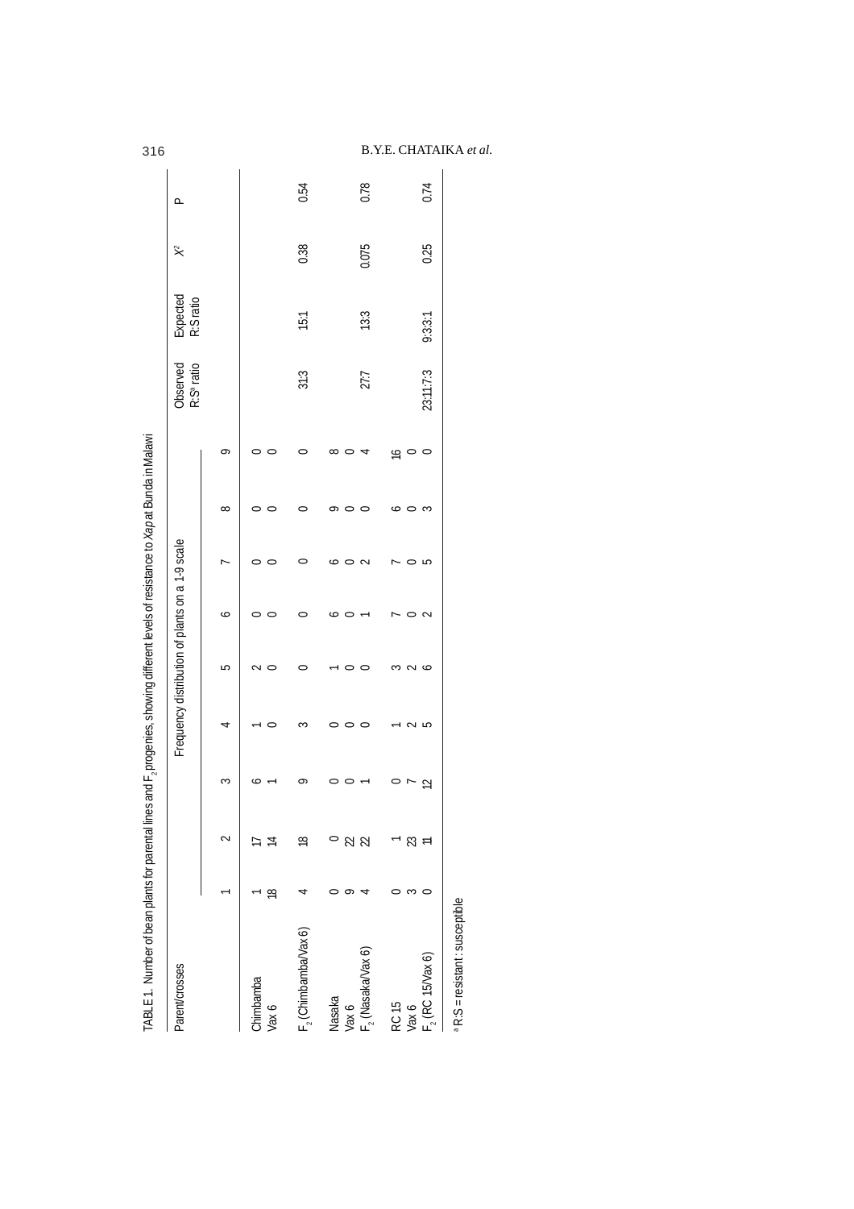TABLE 1. Number of bean plants for parental lines and $F_2$ progenies, showing different levels of resistance to *Xap* at Bunda in Malawi

| Parent/crosses | Frequency distribution of plants on a 1-9 scale | | | | | | | | | Observed R:S[a] ratio | Expected R:S ratio | $X^2$ | P |
|---|---|---|---|---|---|---|---|---|---|---|---|---|---|
| | 1 | 2 | 3 | 4 | 5 | 6 | 7 | 8 | 9 | | | | |
| Chimbamba | 1 | 17 | 6 | 1 | 2 | 0 | 0 | 0 | 0 | | | | |
| Vax 6 | 18 | 14 | 1 | 0 | 0 | 0 | 0 | 0 | 0 | | | | |
| $F_2$ (Chimbamba/Vax 6) | 4 | 18 | 9 | 3 | 0 | 0 | 0 | 0 | 0 | 31:3 | 15:1 | 0.38 | 0.54 |
| Nasaka | 0 | 0 | 0 | 0 | 1 | 6 | 6 | 9 | 8 | | | | |
| Vax 6 | 9 | 22 | 0 | 0 | 0 | 0 | 0 | 0 | 0 | | | | |
| $F_2$ (Nasaka/Vax 6) | 4 | 22 | 1 | 0 | 0 | 1 | 2 | 0 | 4 | 27:7 | 13:3 | 0.075 | 0.78 |
| RC 15 | 0 | 1 | 0 | 1 | 3 | 7 | 7 | 6 | 16 | | | | |
| Vax 6 | 3 | 23 | 7 | 2 | 2 | 0 | 0 | 0 | 0 | | | | |
| $F_2$ (RC 15/Vax 6) | 0 | 11 | 12 | 5 | 6 | 2 | 5 | 3 | 0 | 23:11:7:3 | 9:3:3:1 | 0.25 | 0.74 |

[a] R:S = resistant : susceptible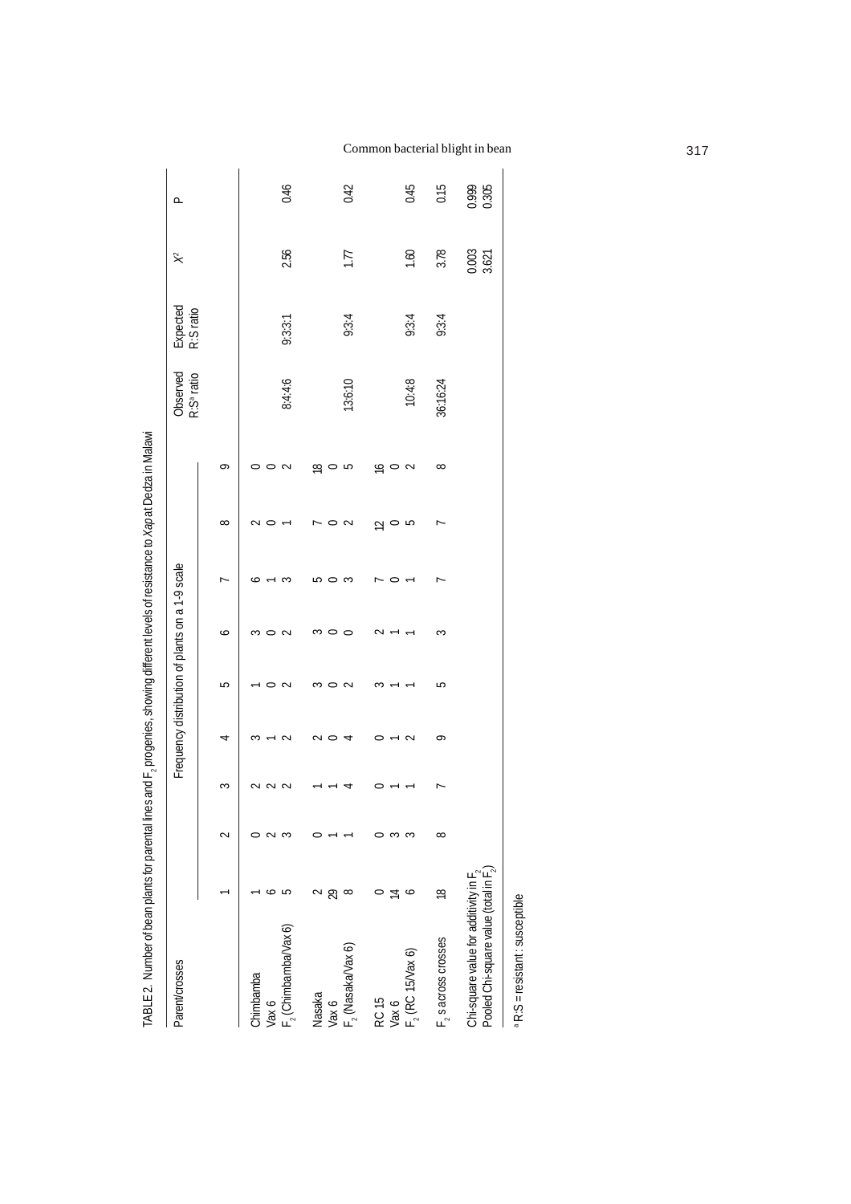TABLE 2. Number of bean plants for parental lines and $F_2$ progenies, showing different levels of resistance to *Xap* at Dedza in Malawi

| Parent/crosses | Frequency distribution of plants on a 1-9 scale | | | | | | | | | Observed R:S[a] ratio | Expected R:S ratio | $X^2$ | P |
|---|---|---|---|---|---|---|---|---|---|---|---|---|---|
| | 1 | 2 | 3 | 4 | 5 | 6 | 7 | 8 | 9 | | | | |
| Chimbamba | 1 | 0 | 2 | 3 | 1 | 3 | 6 | 2 | 0 | | | | |
| Vax 6 | 6 | 2 | 2 | 1 | 0 | 0 | 1 | 0 | 0 | | | | |
| $F_2$ (Chimbamba/Vax 6) | 5 | 3 | 2 | 2 | 2 | 2 | 3 | 1 | 2 | 8:4:4:6 | 9:3:3:1 | 2.56 | 0.46 |
| Nasaka | 2 | 0 | 1 | 2 | 3 | 3 | 5 | 7 | 18 | | | | |
| Vax 6 | 29 | 1 | 1 | 0 | 0 | 0 | 0 | 0 | 0 | | | | |
| $F_2$ (Nasaka/Vax 6) | 8 | 1 | 4 | 4 | 2 | 0 | 3 | 2 | 5 | 13:6:10 | 9:3:4 | 1.77 | 0.42 |
| RC 15 | 0 | 0 | 0 | 0 | 3 | 2 | 7 | 12 | 16 | | | | |
| Vax 6 | 14 | 3 | 1 | 1 | 1 | 1 | 0 | 0 | 0 | | | | |
| $F_2$ (RC 15/Vax 6) | 6 | 3 | 1 | 2 | 1 | 1 | 1 | 5 | 2 | 10:4:8 | 9:3:4 | 1.60 | 0.45 |
| $F_2$ s across crosses | 18 | 8 | 7 | 9 | 5 | 3 | 7 | 7 | 8 | 36:16:24 | 9:3:4 | 3.78 | 0.15 |
| Chi-square value for additivity in $F_2$ | | | | | | | | | | | | 0.003 | 0.999 |
| Pooled Chi-square value (total in $F_2$) | | | | | | | | | | | | 3.621 | 0.305 |

[a] R:S = resistant : susceptible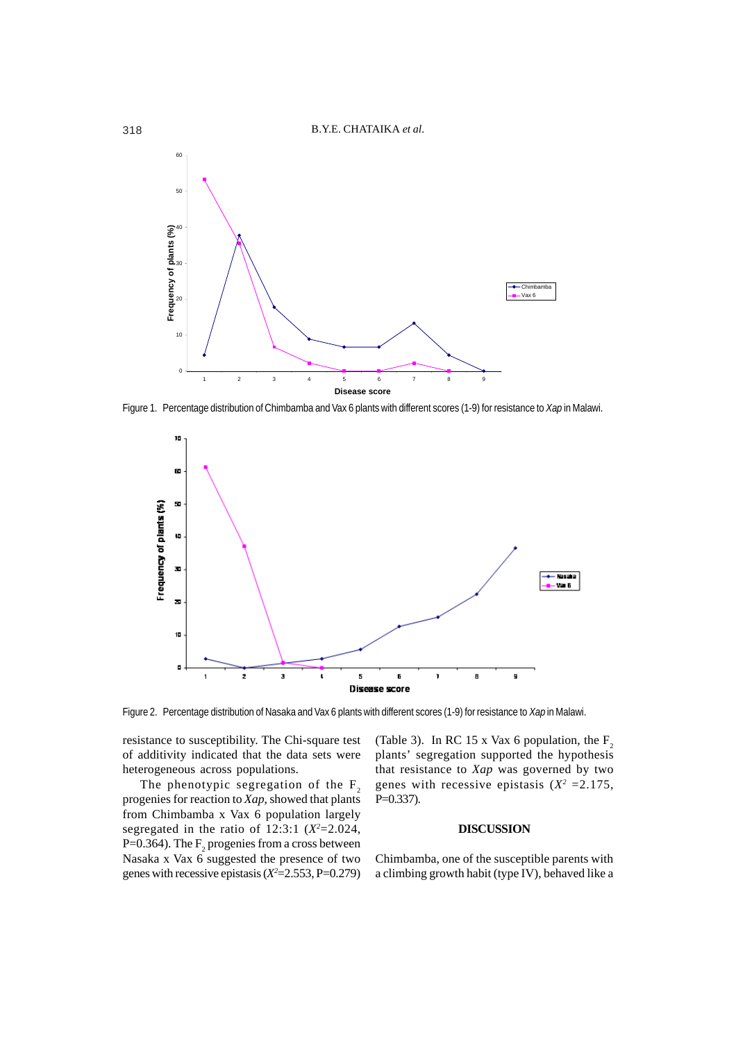Figure 1. Percentage distribution of Chimbamba and Vax 6 plants with different scores (1-9) for resistance to *Xap* in Malawi.

Figure 2. Percentage distribution of Nasaka and Vax 6 plants with different scores (1-9) for resistance to *Xap* in Malawi.

resistance to susceptibility. The Chi-square test of additivity indicated that the data sets were heterogeneous across populations.

The phenotypic segregation of the $F_2$ progenies for reaction to *Xap*, showed that plants from Chimbamba x Vax 6 population largely segregated in the ratio of 12:3:1 ($X^2$=2.024, P=0.364). The $F_2$ progenies from a cross between Nasaka x Vax 6 suggested the presence of two genes with recessive epistasis ($X^2$=2.553, P=0.279) (Table 3). In RC 15 x Vax 6 population, the $F_2$ plants' segregation supported the hypothesis that resistance to *Xap* was governed by two genes with recessive epistasis ($X^2$ =2.175, P=0.337).

## DISCUSSION

Chimbamba, one of the susceptible parents with a climbing growth habit (type IV), behaved like a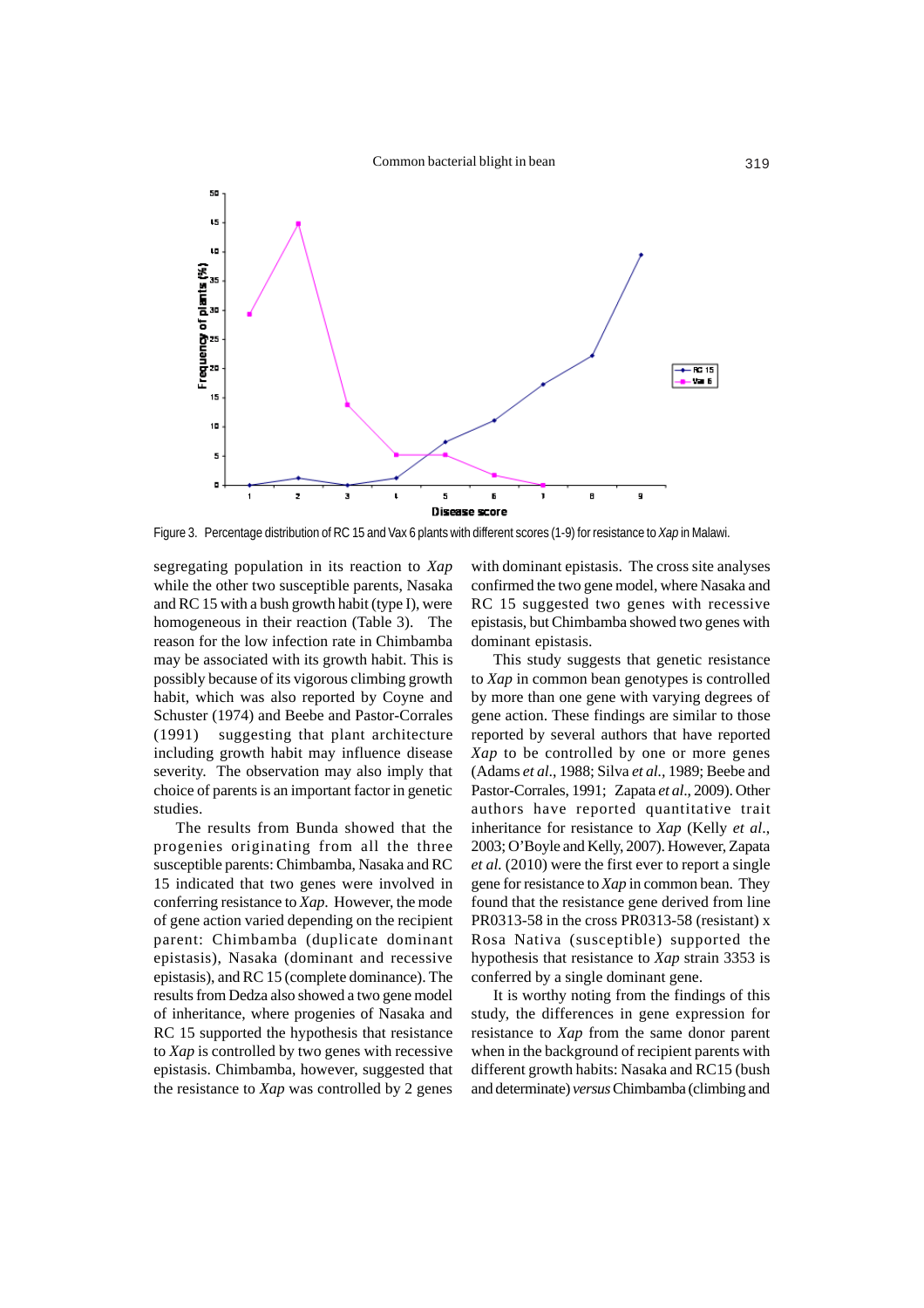Figure 3. Percentage distribution of RC 15 and Vax 6 plants with different scores (1-9) for resistance to *Xap* in Malawi.

segregating population in its reaction to *Xap* while the other two susceptible parents, Nasaka and RC 15 with a bush growth habit (type I), were homogeneous in their reaction (Table 3). The reason for the low infection rate in Chimbamba may be associated with its growth habit. This is possibly because of its vigorous climbing growth habit, which was also reported by Coyne and Schuster (1974) and Beebe and Pastor-Corrales (1991) suggesting that plant architecture including growth habit may influence disease severity. The observation may also imply that choice of parents is an important factor in genetic studies.

The results from Bunda showed that the progenies originating from all the three susceptible parents: Chimbamba, Nasaka and RC 15 indicated that two genes were involved in conferring resistance to *Xap*. However, the mode of gene action varied depending on the recipient parent: Chimbamba (duplicate dominant epistasis), Nasaka (dominant and recessive epistasis), and RC 15 (complete dominance). The results from Dedza also showed a two gene model of inheritance, where progenies of Nasaka and RC 15 supported the hypothesis that resistance to *Xap* is controlled by two genes with recessive epistasis. Chimbamba, however, suggested that the resistance to *Xap* was controlled by 2 genes with dominant epistasis. The cross site analyses confirmed the two gene model, where Nasaka and RC 15 suggested two genes with recessive epistasis, but Chimbamba showed two genes with dominant epistasis.

This study suggests that genetic resistance to *Xap* in common bean genotypes is controlled by more than one gene with varying degrees of gene action. These findings are similar to those reported by several authors that have reported *Xap* to be controlled by one or more genes (Adams *et al*., 1988; Silva *et al*., 1989; Beebe and Pastor-Corrales, 1991; Zapata *et al*., 2009). Other authors have reported quantitative trait inheritance for resistance to *Xap* (Kelly *et al*., 2003; O'Boyle and Kelly, 2007). However, Zapata *et al.* (2010) were the first ever to report a single gene for resistance to *Xap* in common bean. They found that the resistance gene derived from line PR0313-58 in the cross PR0313-58 (resistant) x Rosa Nativa (susceptible) supported the hypothesis that resistance to *Xap* strain 3353 is conferred by a single dominant gene.

It is worthy noting from the findings of this study, the differences in gene expression for resistance to *Xap* from the same donor parent when in the background of recipient parents with different growth habits: Nasaka and RC15 (bush and determinate) *versus* Chimbamba (climbing and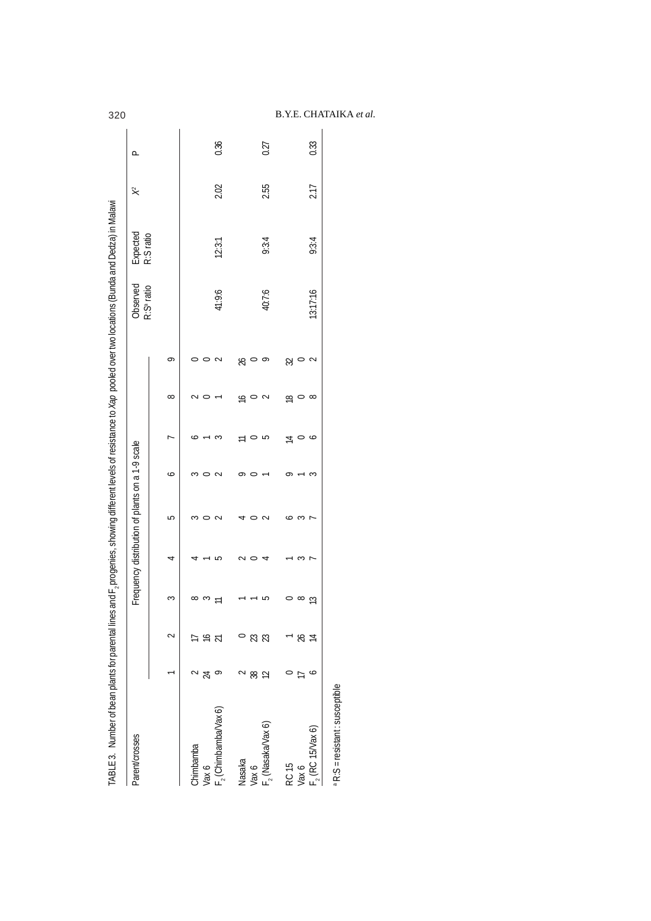TABLE 3. Number of bean plants for parental lines and $F_2$ progenies, showing different levels of resistance to *Xap* pooled over two locations (Bunda and Dedza) in Malawi

| Parent/crosses | Frequency distribution of plants on a 1-9 scale | | | | | | | | | Observed R:S[a] ratio | Expected R:S ratio | $X^2$ | P |
|---|---|---|---|---|---|---|---|---|---|---|---|---|---|
| | 1 | 2 | 3 | 4 | 5 | 6 | 7 | 8 | 9 | | | | |
| Chimbamba | 2 | 17 | 8 | 4 | 3 | 3 | 6 | 2 | 0 | | | | |
| Vax 6 | 24 | 16 | 3 | 1 | 0 | 0 | 1 | 0 | 0 | | | | |
| $F_2$ (Chimbamba/Vax 6) | 9 | 21 | 11 | 5 | 2 | 2 | 3 | 1 | 2 | 41:9:6 | 12:3:1 | 2.02 | 0.36 |
| Nasaka | 2 | 0 | 1 | 2 | 4 | 9 | 11 | 16 | 26 | | | | |
| Vax 6 | 38 | 23 | 1 | 0 | 0 | 0 | 0 | 0 | 0 | | | | |
| $F_2$ (Nasaka/Vax 6) | 12 | 23 | 5 | 4 | 2 | 1 | 5 | 2 | 9 | 40:7:6 | 9:3:4 | 2.55 | 0.27 |
| RC 15 | 0 | 1 | 0 | 1 | 6 | 9 | 14 | 18 | 32 | | | | |
| Vax 6 | 17 | 26 | 8 | 3 | 3 | 1 | 0 | 0 | 0 | | | | |
| $F_2$ (RC 15/Vax 6) | 6 | 14 | 13 | 7 | 7 | 3 | 6 | 8 | 2 | 13:17:16 | 9:3:4 | 2.17 | 0.33 |

[a] R:S = resistant : susceptible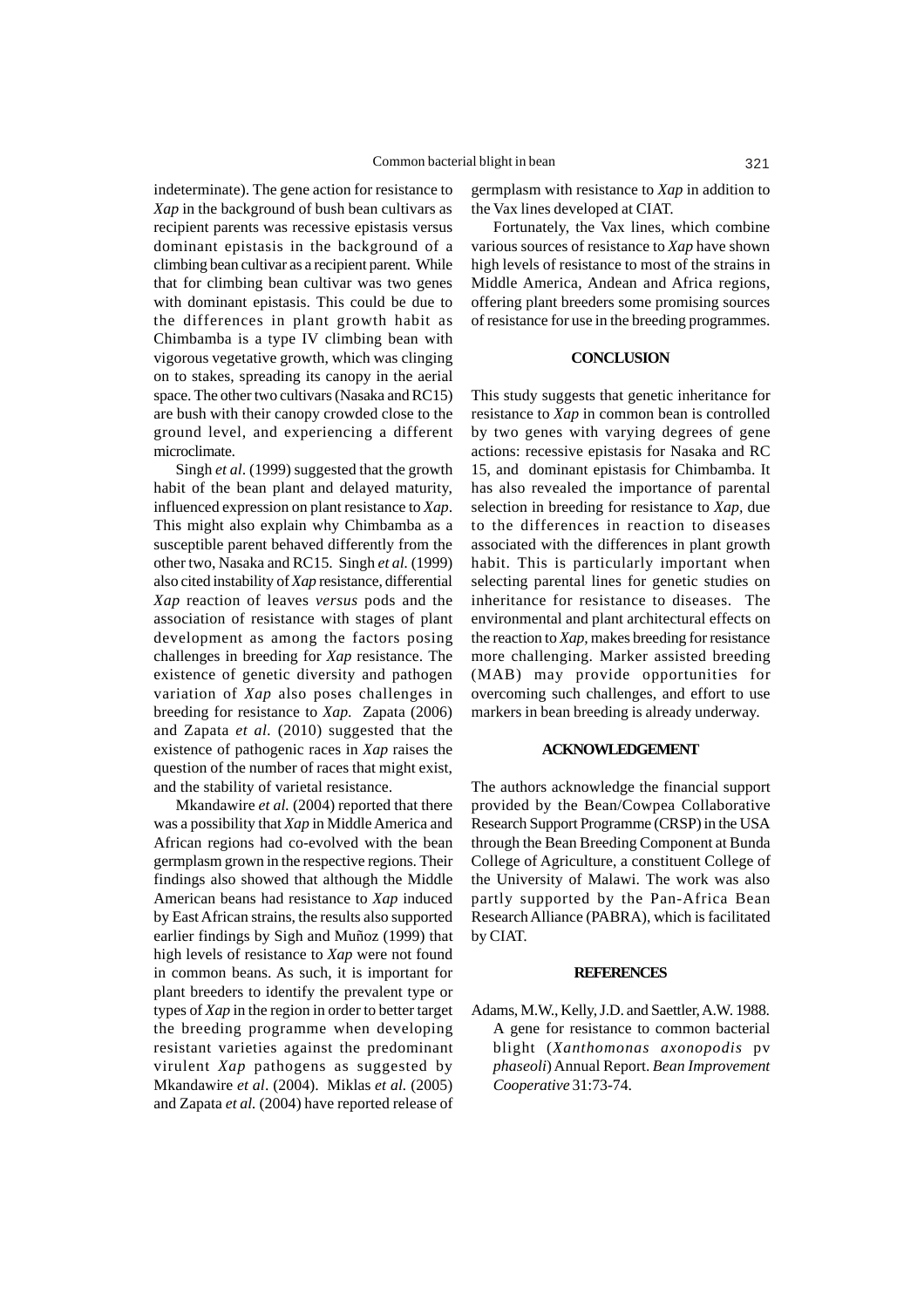indeterminate). The gene action for resistance to *Xap* in the background of bush bean cultivars as recipient parents was recessive epistasis versus dominant epistasis in the background of a climbing bean cultivar as a recipient parent. While that for climbing bean cultivar was two genes with dominant epistasis. This could be due to the differences in plant growth habit as Chimbamba is a type IV climbing bean with vigorous vegetative growth, which was clinging on to stakes, spreading its canopy in the aerial space. The other two cultivars (Nasaka and RC15) are bush with their canopy crowded close to the ground level, and experiencing a different microclimate.

Singh *et al*. (1999) suggested that the growth habit of the bean plant and delayed maturity, influenced expression on plant resistance to *Xap*. This might also explain why Chimbamba as a susceptible parent behaved differently from the other two, Nasaka and RC15. Singh *et al.* (1999) also cited instability of *Xap* resistance, differential *Xap* reaction of leaves *versus* pods and the association of resistance with stages of plant development as among the factors posing challenges in breeding for *Xap* resistance. The existence of genetic diversity and pathogen variation of *Xap* also poses challenges in breeding for resistance to *Xap.* Zapata (2006) and Zapata *et al*. (2010) suggested that the existence of pathogenic races in *Xap* raises the question of the number of races that might exist, and the stability of varietal resistance.

Mkandawire *et al.* (2004) reported that there was a possibility that *Xap* in Middle America and African regions had co-evolved with the bean germplasm grown in the respective regions. Their findings also showed that although the Middle American beans had resistance to *Xap* induced by East African strains, the results also supported earlier findings by Sigh and Muñoz (1999) that high levels of resistance to *Xap* were not found in common beans. As such, it is important for plant breeders to identify the prevalent type or types of *Xap* in the region in order to better target the breeding programme when developing resistant varieties against the predominant virulent *Xap* pathogens as suggested by Mkandawire *et al*. (2004). Miklas *et al.* (2005) and Zapata *et al.* (2004) have reported release of germplasm with resistance to *Xap* in addition to the Vax lines developed at CIAT.

Fortunately, the Vax lines, which combine various sources of resistance to *Xap* have shown high levels of resistance to most of the strains in Middle America, Andean and Africa regions, offering plant breeders some promising sources of resistance for use in the breeding programmes.

## CONCLUSION

This study suggests that genetic inheritance for resistance to *Xap* in common bean is controlled by two genes with varying degrees of gene actions: recessive epistasis for Nasaka and RC 15, and dominant epistasis for Chimbamba. It has also revealed the importance of parental selection in breeding for resistance to *Xap,* due to the differences in reaction to diseases associated with the differences in plant growth habit. This is particularly important when selecting parental lines for genetic studies on inheritance for resistance to diseases. The environmental and plant architectural effects on the reaction to *Xap,* makes breeding for resistance more challenging. Marker assisted breeding (MAB) may provide opportunities for overcoming such challenges, and effort to use markers in bean breeding is already underway.

## ACKNOWLEDGEMENT

The authors acknowledge the financial support provided by the Bean/Cowpea Collaborative Research Support Programme (CRSP) in the USA through the Bean Breeding Component at Bunda College of Agriculture, a constituent College of the University of Malawi. The work was also partly supported by the Pan-Africa Bean Research Alliance (PABRA), which is facilitated by CIAT.

## REFERENCES

Adams, M.W., Kelly, J.D. and Saettler, A.W. 1988. A gene for resistance to common bacterial blight (*Xanthomonas axonopodis* pv *phaseoli*) Annual Report. *Bean Improvement Cooperative* 31:73-74.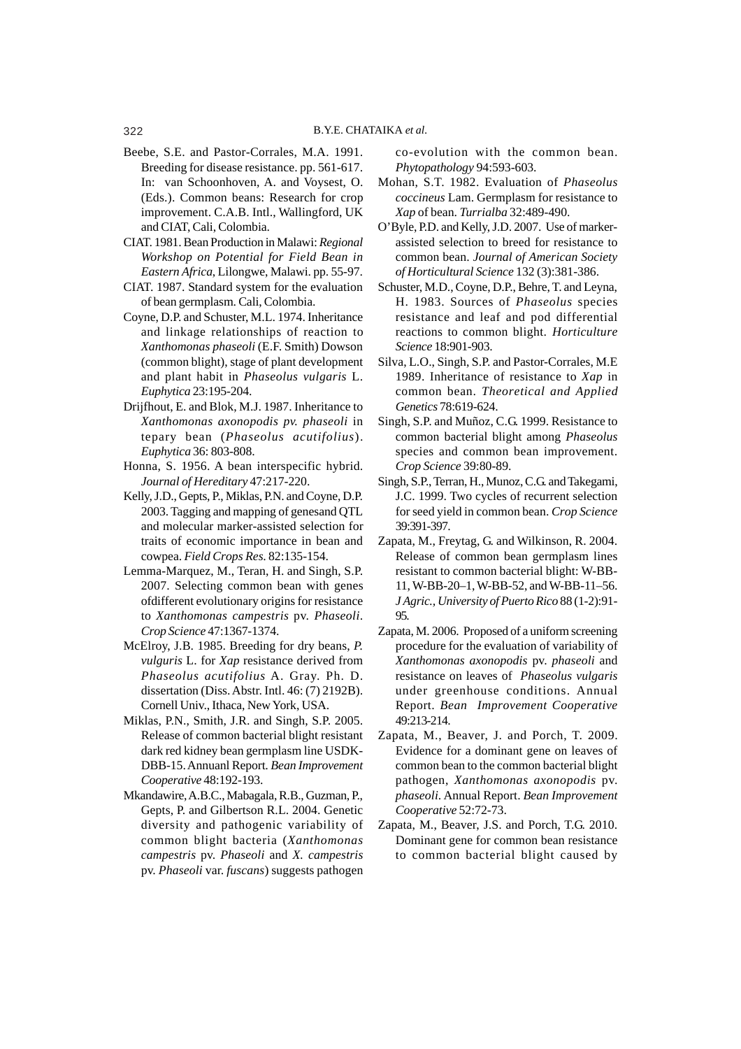Beebe, S.E. and Pastor-Corrales, M.A. 1991. Breeding for disease resistance. pp. 561-617. In: van Schoonhoven, A. and Voysest, O. (Eds.). Common beans: Research for crop improvement. C.A.B. Intl., Wallingford, UK and CIAT, Cali, Colombia.

CIAT. 1981. Bean Production in Malawi: *Regional Workshop on Potential for Field Bean in Eastern Africa*, Lilongwe, Malawi. pp. 55-97.

CIAT. 1987. Standard system for the evaluation of bean germplasm. Cali, Colombia.

Coyne, D.P. and Schuster, M.L. 1974. Inheritance and linkage relationships of reaction to *Xanthomonas phaseoli* (E.F. Smith) Dowson (common blight), stage of plant development and plant habit in *Phaseolus vulgaris* L. *Euphytica* 23:195-204.

Drijfhout, E. and Blok, M.J. 1987. Inheritance to *Xanthomonas axonopodis pv. phaseoli* in tepary bean (*Phaseolus acutifolius*). *Euphytica* 36: 803-808.

Honna, S. 1956. A bean interspecific hybrid. *Journal of Hereditary* 47:217-220.

Kelly, J.D., Gepts, P., Miklas, P.N. and Coyne, D.P. 2003. Tagging and mapping of genesand QTL and molecular marker-assisted selection for traits of economic importance in bean and cowpea. *Field Crops Res.* 82:135-154.

Lemma-Marquez, M., Teran, H. and Singh, S.P. 2007. Selecting common bean with genes ofdifferent evolutionary origins for resistance to *Xanthomonas campestris* pv. *Phaseoli*. *Crop Science* 47:1367-1374.

McElroy, J.B. 1985. Breeding for dry beans, *P. vulguris* L. for *Xap* resistance derived from *Phaseolus acutifolius* A. Gray. Ph. D. dissertation (Diss. Abstr. Intl. 46: (7) 2192B). Cornell Univ., Ithaca, New York, USA.

Miklas, P.N., Smith, J.R. and Singh, S.P. 2005. Release of common bacterial blight resistant dark red kidney bean germplasm line USDK-DBB-15. Annuanl Report. *Bean Improvement Cooperative* 48:192-193.

Mkandawire, A.B.C., Mabagala, R.B., Guzman, P., Gepts, P. and Gilbertson R.L. 2004. Genetic diversity and pathogenic variability of common blight bacteria (*Xanthomonas campestris* pv. *Phaseoli* and *X. campestris* pv. *Phaseoli* var. *fuscans*) suggests pathogen co-evolution with the common bean. *Phytopathology* 94:593-603.

Mohan, S.T. 1982. Evaluation of *Phaseolus coccineus* Lam. Germplasm for resistance to *Xap* of bean. *Turrialba* 32:489-490.

O'Byle, P.D. and Kelly, J.D. 2007. Use of marker-assisted selection to breed for resistance to common bean. *Journal of American Society of Horticultural Science* 132 (3):381-386.

Schuster, M.D., Coyne, D.P., Behre, T. and Leyna, H. 1983. Sources of *Phaseolus* species resistance and leaf and pod differential reactions to common blight. *Horticulture Science* 18:901-903.

Silva, L.O., Singh, S.P. and Pastor-Corrales, M.E 1989. Inheritance of resistance to *Xap* in common bean. *Theoretical and Applied Genetics* 78:619-624.

Singh, S.P. and Muñoz, C.G. 1999. Resistance to common bacterial blight among *Phaseolus* species and common bean improvement. *Crop Science* 39:80-89.

Singh, S.P., Terran, H., Munoz, C.G. and Takegami, J.C. 1999. Two cycles of recurrent selection for seed yield in common bean. *Crop Science* 39:391-397.

Zapata, M., Freytag, G. and Wilkinson, R. 2004. Release of common bean germplasm lines resistant to common bacterial blight: W-BB-11, W-BB-20–1, W-BB-52, and W-BB-11–56. *J Agric., University of Puerto Rico* 88 (1-2):91-95.

Zapata, M. 2006. Proposed of a uniform screening procedure for the evaluation of variability of *Xanthomonas axonopodis* pv. *phaseoli* and resistance on leaves of *Phaseolus vulgaris* under greenhouse conditions. Annual Report. *Bean Improvement Cooperative* 49:213-214.

Zapata, M., Beaver, J. and Porch, T. 2009. Evidence for a dominant gene on leaves of common bean to the common bacterial blight pathogen, *Xanthomonas axonopodis* pv. *phaseoli*. Annual Report. *Bean Improvement Cooperative* 52:72-73.

Zapata, M., Beaver, J.S. and Porch, T.G. 2010. Dominant gene for common bean resistance to common bacterial blight caused by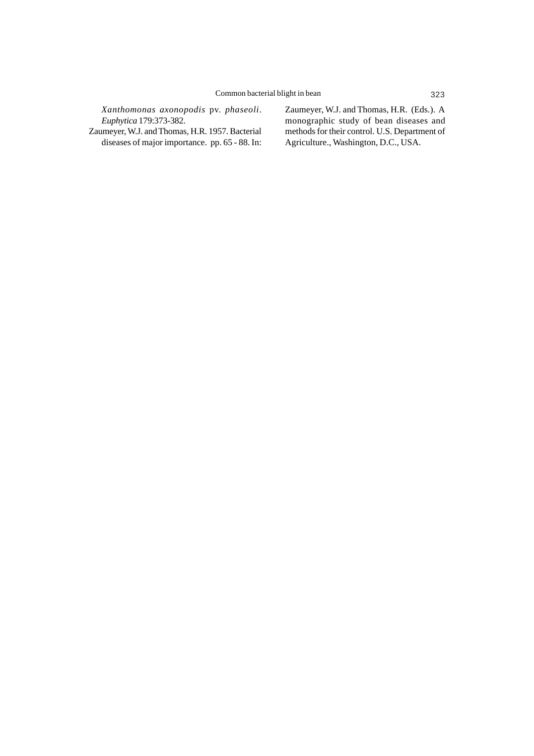*Xanthomonas axonopodis* pv. *phaseoli*. *Euphytica* 179:373-382.

Zaumeyer, W.J. and Thomas, H.R. 1957. Bacterial diseases of major importance. pp. 65 - 88. In: Zaumeyer, W.J. and Thomas, H.R. (Eds.). A monographic study of bean diseases and methods for their control. U.S. Department of Agriculture., Washington, D.C., USA.